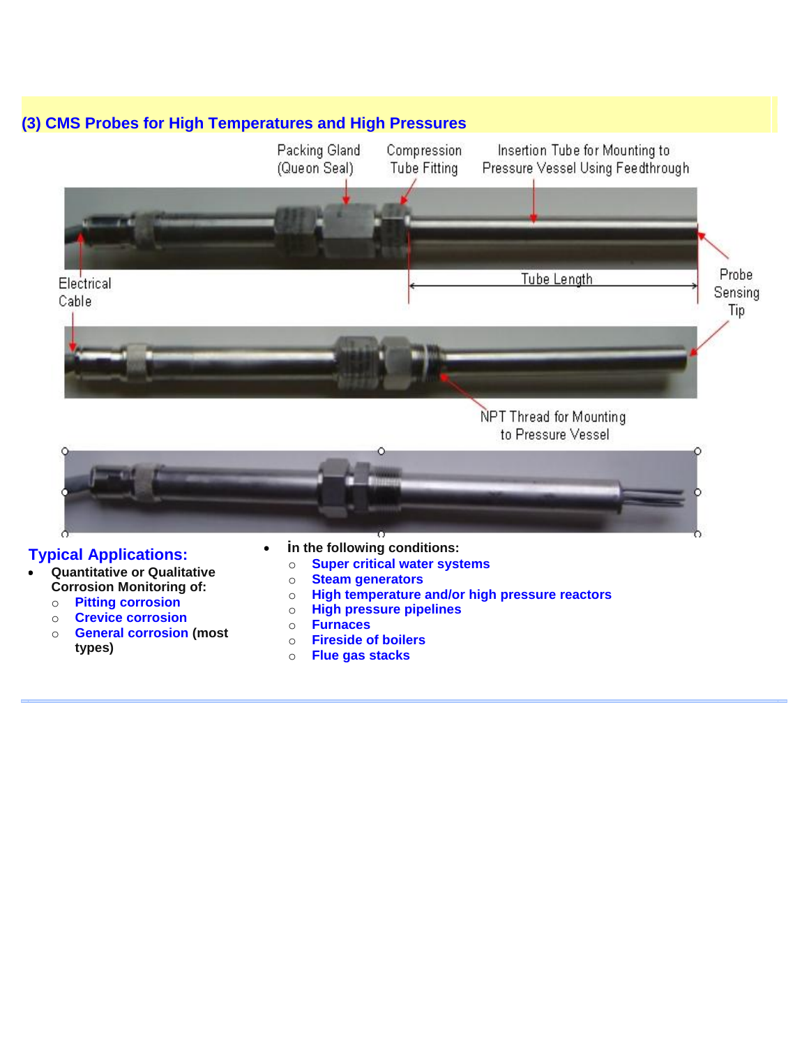## (3) CMS Probes for High Temperatures and High Pressures

Packing Gland (Queon Seal)

Compression Tube Fitting

Insertion Tube for Mounting to Pressure Vessel Using Feedthrough

Electrical Cable

Tube Length

Probe Sensing Tip

NPT Thread for Mounting to Pressure Vessel

### Typical Applications:

- **Quantitative or Qualitative Corrosion Monitoring of:**
  - **Pitting corrosion**
  - **Crevice corrosion**
  - **General corrosion (most types)**
- **in the following conditions:**
  - **Super critical water systems**
  - **Steam generators**
  - **High temperature and/or high pressure reactors**
  - **High pressure pipelines**
  - **Furnaces**
  - **Fireside of boilers**
  - **Flue gas stacks**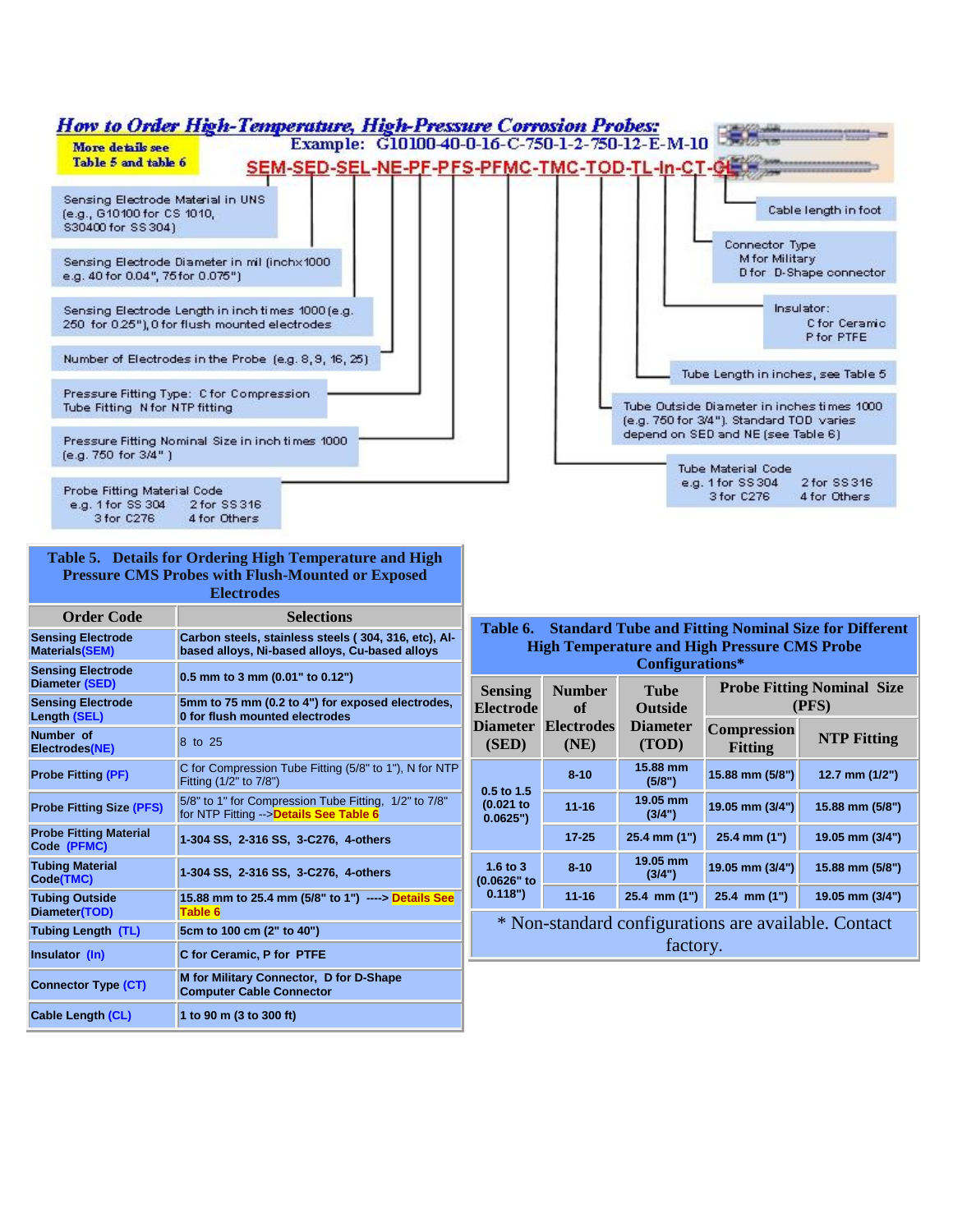## *How to Order High-Temperature, High-Pressure Corrosion Probes:*

**More details see Table 5 and table 6**

Example: G10100-40-0-16-C-750-1-2-750-12-E-M-10

SEM-SED-SEL-NE-PF-PFS-PFMC-TMC-TOD-TL-In-CT-CL

- Sensing Electrode Material in UNS (e.g., G10100 for CS 1010, S30400 for SS 304)
- Sensing Electrode Diameter in mil (inch×1000 e.g. 40 for 0.04", 75 for 0.075")
- Sensing Electrode Length in inch times 1000 (e.g. 250 for 0.25"), 0 for flush mounted electrodes
- Number of Electrodes in the Probe (e.g. 8, 9, 16, 25)
- Pressure Fitting Type: C for Compression Tube Fitting N for NTP fitting
- Pressure Fitting Nominal Size in inch times 1000 (e.g. 750 for 3/4" )
- Probe Fitting Material Code e.g. 1 for SS 304 2 for SS 316 3 for C276 4 for Others
- Tube Material Code e.g. 1 for SS 304 2 for SS 316 3 for C276 4 for Others
- Tube Outside Diameter in inches times 1000 (e.g. 750 for 3/4"). Standard TOD varies depend on SED and NE (see Table 6)
- Tube Length in inches, see Table 5
- Insulator: C for Ceramic P for PTFE
- Connector Type M for Military D for D-Shape connector
- Cable length in foot

**Table 5. Details for Ordering High Temperature and High Pressure CMS Probes with Flush-Mounted or Exposed Electrodes**

| Order Code | Selections |
|---|---|
| Sensing Electrode Materials(SEM) | Carbon steels, stainless steels ( 304, 316, etc), Al-based alloys, Ni-based alloys, Cu-based alloys |
| Sensing Electrode Diameter (SED) | 0.5 mm to 3 mm (0.01" to 0.12") |
| Sensing Electrode Length (SEL) | 5mm to 75 mm (0.2 to 4") for exposed electrodes, 0 for flush mounted electrodes |
| Number of Electrodes(NE) | 8 to 25 |
| Probe Fitting (PF) | C for Compression Tube Fitting (5/8" to 1"), N for NTP Fitting (1/2" to 7/8") |
| Probe Fitting Size (PFS) | 5/8" to 1" for Compression Tube Fitting, 1/2" to 7/8" for NTP Fitting -->Details See Table 6 |
| Probe Fitting Material Code (PFMC) | 1-304 SS, 2-316 SS, 3-C276, 4-others |
| Tubing Material Code(TMC) | 1-304 SS, 2-316 SS, 3-C276, 4-others |
| Tubing Outside Diameter(TOD) | 15.88 mm to 25.4 mm (5/8" to 1") ----> Details See Table 6 |
| Tubing Length (TL) | 5cm to 100 cm (2" to 40") |
| Insulator (In) | C for Ceramic, P for PTFE |
| Connector Type (CT) | M for Military Connector, D for D-Shape Computer Cable Connector |
| Cable Length (CL) | 1 to 90 m (3 to 300 ft) |

**Table 6. Standard Tube and Fitting Nominal Size for Different High Temperature and High Pressure CMS Probe Configurations***

| Sensing Electrode Diameter (SED) | Number of Electrodes (NE) | Tube Outside Diameter (TOD) | Probe Fitting Nominal Size (PFS) | |
|---|---|---|---|---|
| | | | Compression Fitting | NTP Fitting |
| 0.5 to 1.5 (0.021 to 0.0625") | 8-10 | 15.88 mm (5/8") | 15.88 mm (5/8") | 12.7 mm (1/2") |
| | 11-16 | 19.05 mm (3/4") | 19.05 mm (3/4") | 15.88 mm (5/8") |
| | 17-25 | 25.4 mm (1") | 25.4 mm (1") | 19.05 mm (3/4") |
| 1.6 to 3 (0.0626" to 0.118") | 8-10 | 19.05 mm (3/4") | 19.05 mm (3/4") | 15.88 mm (5/8") |
| | 11-16 | 25.4 mm (1") | 25.4 mm (1") | 19.05 mm (3/4") |

\* Non-standard configurations are available. Contact factory.